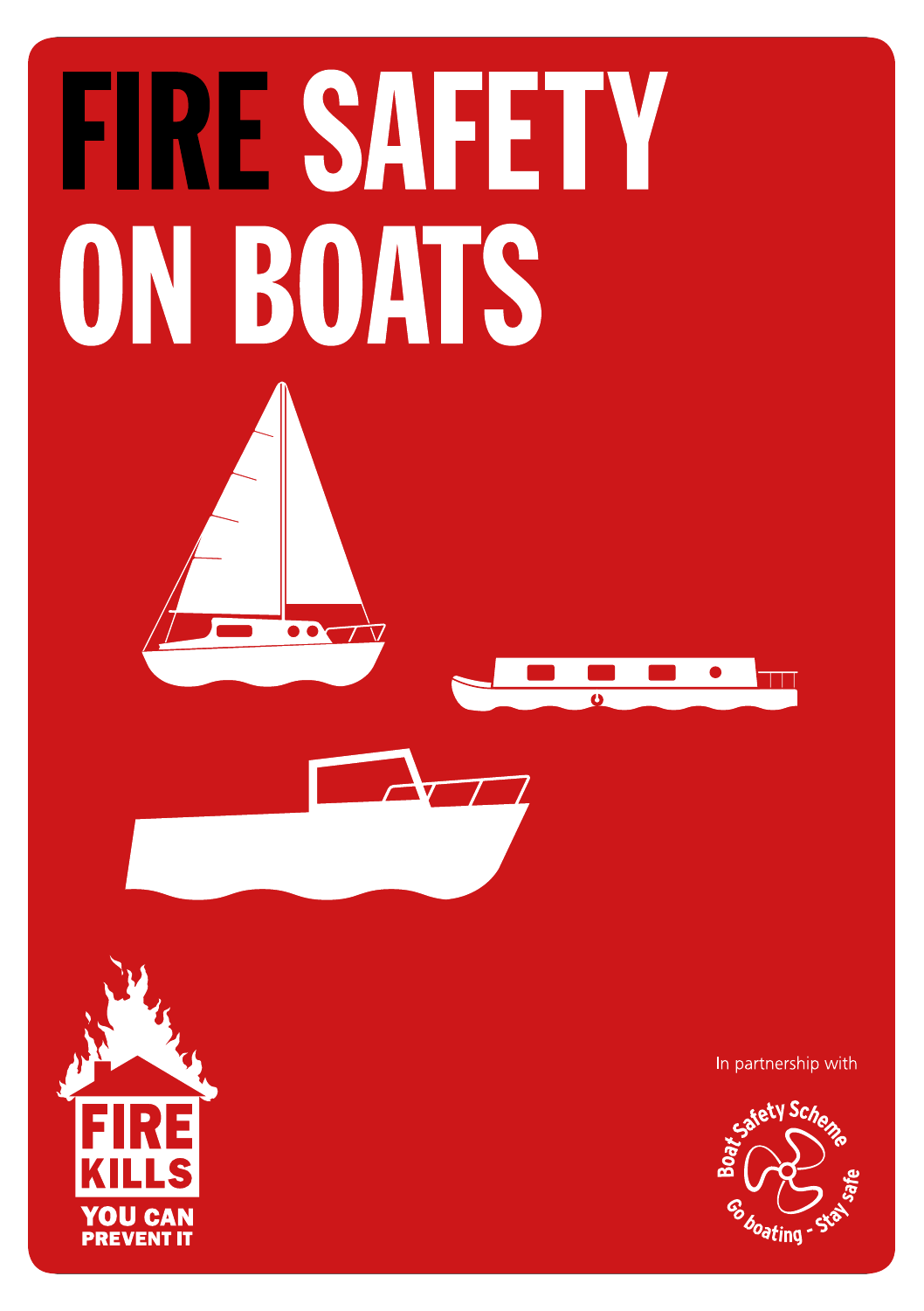# FIRE SAFETY ON BOATS

FIRE KILLS

YOU CAN PREVENT IT

In partnership with

Boat Safety Scheme

Go boating - Stay safe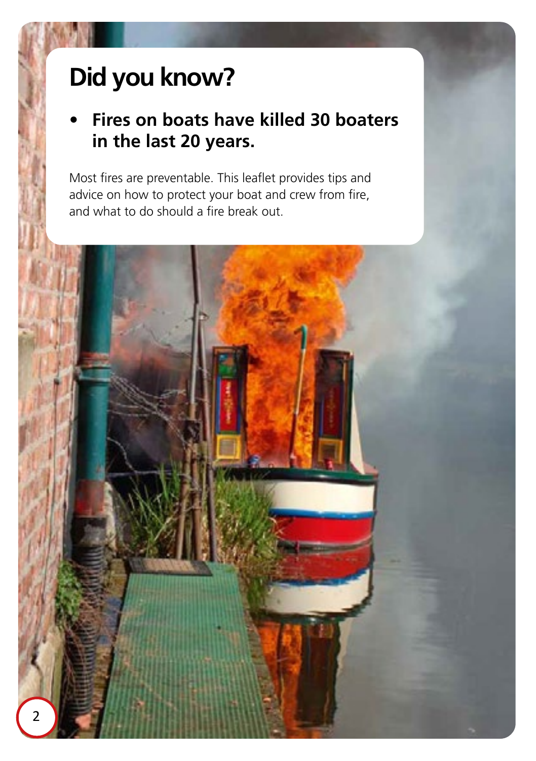# Did you know?

- **Fires on boats have killed 30 boaters in the last 20 years.**

Most fires are preventable. This leaflet provides tips and advice on how to protect your boat and crew from fire, and what to do should a fire break out.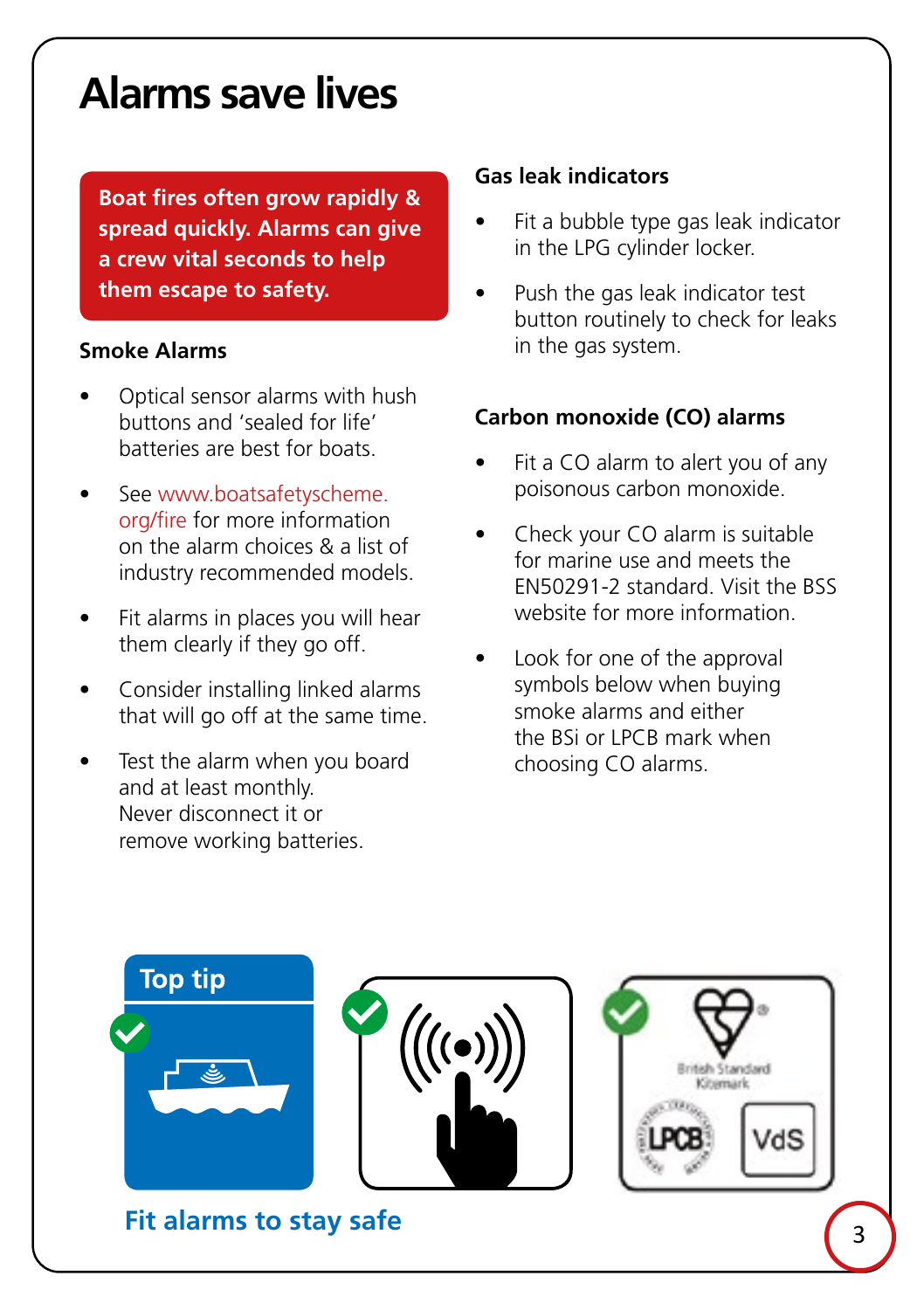# Alarms save lives

**Boat fires often grow rapidly & spread quickly. Alarms can give a crew vital seconds to help them escape to safety.**

### Smoke Alarms

- Optical sensor alarms with hush buttons and 'sealed for life' batteries are best for boats.
- See www.boatsafetyscheme.org/fire for more information on the alarm choices & a list of industry recommended models.
- Fit alarms in places you will hear them clearly if they go off.
- Consider installing linked alarms that will go off at the same time.
- Test the alarm when you board and at least monthly. Never disconnect it or remove working batteries.

### Gas leak indicators

- Fit a bubble type gas leak indicator in the LPG cylinder locker.
- Push the gas leak indicator test button routinely to check for leaks in the gas system.

### Carbon monoxide (CO) alarms

- Fit a CO alarm to alert you of any poisonous carbon monoxide.
- Check your CO alarm is suitable for marine use and meets the EN50291-2 standard. Visit the BSS website for more information.
- Look for one of the approval symbols below when buying smoke alarms and either the BSi or LPCB mark when choosing CO alarms.

**Top tip**

British Standard Kitemark

LPCB

VdS

**Fit alarms to stay safe**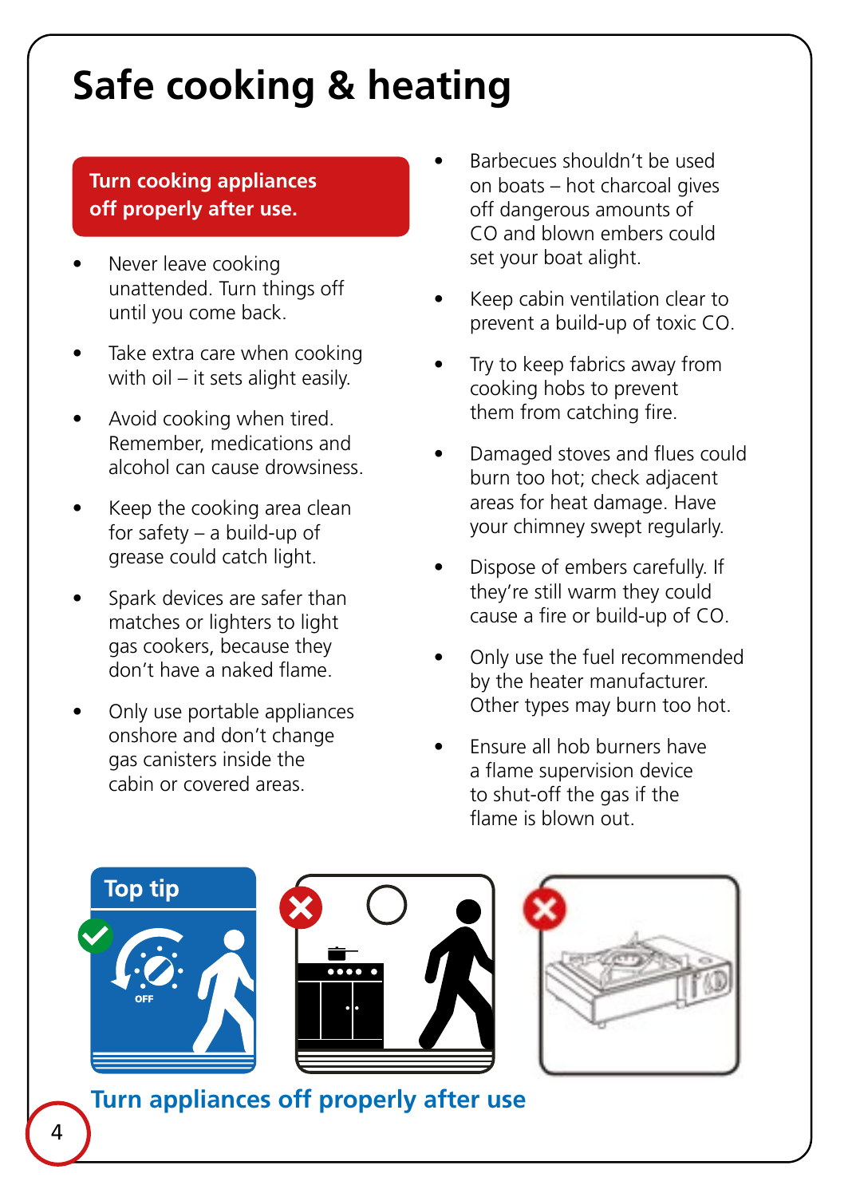# Safe cooking & heating

**Turn cooking appliances off properly after use.**

- Never leave cooking unattended. Turn things off until you come back.
- Take extra care when cooking with oil – it sets alight easily.
- Avoid cooking when tired. Remember, medications and alcohol can cause drowsiness.
- Keep the cooking area clean for safety – a build-up of grease could catch light.
- Spark devices are safer than matches or lighters to light gas cookers, because they don't have a naked flame.
- Only use portable appliances onshore and don't change gas canisters inside the cabin or covered areas.
- Barbecues shouldn't be used on boats – hot charcoal gives off dangerous amounts of CO and blown embers could set your boat alight.
- Keep cabin ventilation clear to prevent a build-up of toxic CO.
- Try to keep fabrics away from cooking hobs to prevent them from catching fire.
- Damaged stoves and flues could burn too hot; check adjacent areas for heat damage. Have your chimney swept regularly.
- Dispose of embers carefully. If they're still warm they could cause a fire or build-up of CO.
- Only use the fuel recommended by the heater manufacturer. Other types may burn too hot.
- Ensure all hob burners have a flame supervision device to shut-off the gas if the flame is blown out.

**Top tip**

OFF

**Turn appliances off properly after use**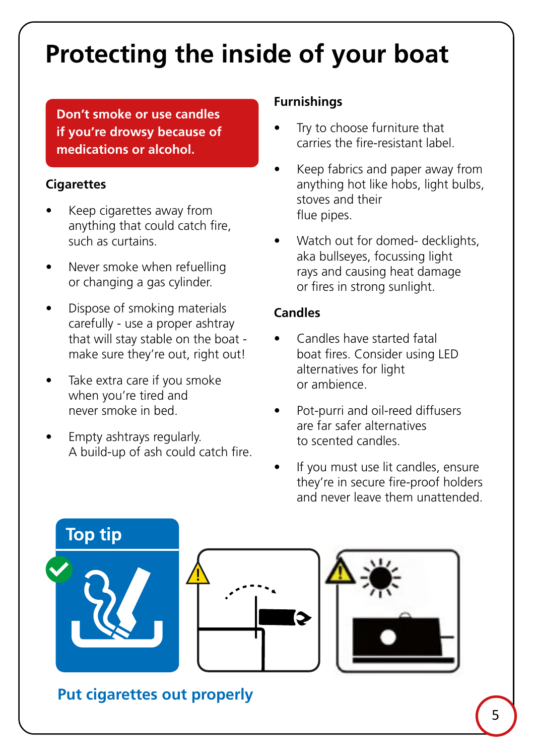# Protecting the inside of your boat

**Don't smoke or use candles if you're drowsy because of medications or alcohol.**

### Cigarettes

- Keep cigarettes away from anything that could catch fire, such as curtains.
- Never smoke when refuelling or changing a gas cylinder.
- Dispose of smoking materials carefully - use a proper ashtray that will stay stable on the boat - make sure they're out, right out!
- Take extra care if you smoke when you're tired and never smoke in bed.
- Empty ashtrays regularly. A build-up of ash could catch fire.

### Furnishings

- Try to choose furniture that carries the fire-resistant label.
- Keep fabrics and paper away from anything hot like hobs, light bulbs, stoves and their flue pipes.
- Watch out for domed- decklights, aka bullseyes, focussing light rays and causing heat damage or fires in strong sunlight.

### Candles

- Candles have started fatal boat fires. Consider using LED alternatives for light or ambience.
- Pot-purri and oil-reed diffusers are far safer alternatives to scented candles.
- If you must use lit candles, ensure they're in secure fire-proof holders and never leave them unattended.

**Top tip**

**Put cigarettes out properly**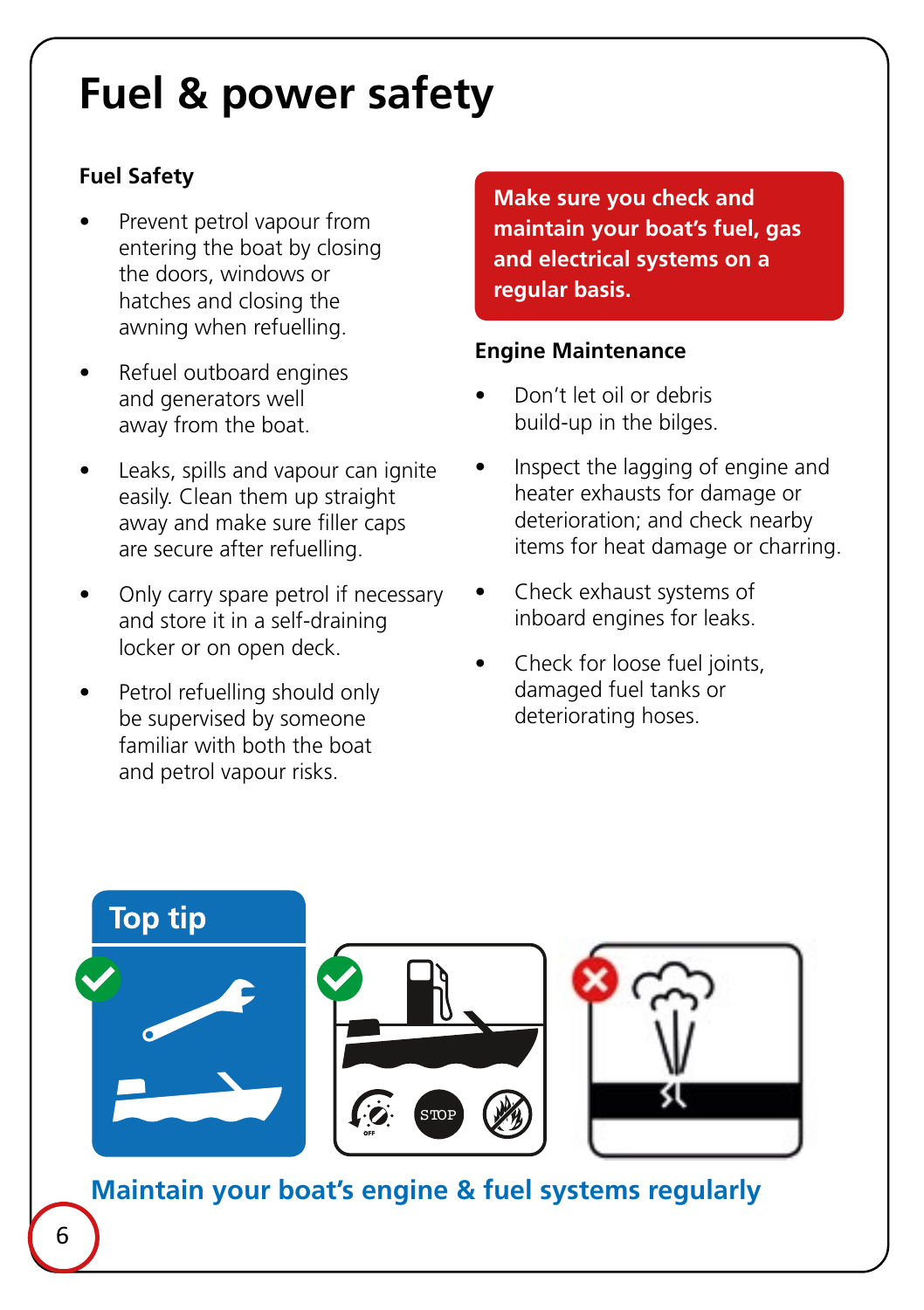# Fuel & power safety

### Fuel Safety

- Prevent petrol vapour from entering the boat by closing the doors, windows or hatches and closing the awning when refuelling.
- Refuel outboard engines and generators well away from the boat.
- Leaks, spills and vapour can ignite easily. Clean them up straight away and make sure filler caps are secure after refuelling.
- Only carry spare petrol if necessary and store it in a self-draining locker or on open deck.
- Petrol refuelling should only be supervised by someone familiar with both the boat and petrol vapour risks.

**Make sure you check and maintain your boat's fuel, gas and electrical systems on a regular basis.**

### Engine Maintenance

- Don't let oil or debris build-up in the bilges.
- Inspect the lagging of engine and heater exhausts for damage or deterioration; and check nearby items for heat damage or charring.
- Check exhaust systems of inboard engines for leaks.
- Check for loose fuel joints, damaged fuel tanks or deteriorating hoses.

### Top tip

**Maintain your boat's engine & fuel systems regularly**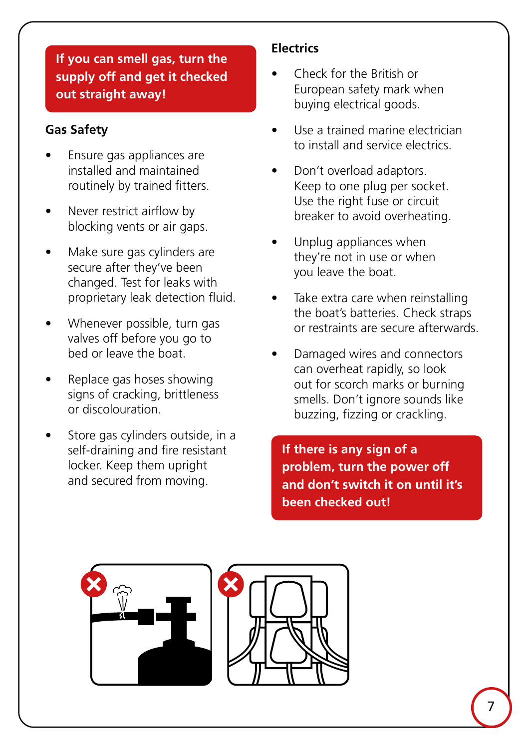**If you can smell gas, turn the supply off and get it checked out straight away!**

## Gas Safety

- Ensure gas appliances are installed and maintained routinely by trained fitters.
- Never restrict airflow by blocking vents or air gaps.
- Make sure gas cylinders are secure after they've been changed. Test for leaks with proprietary leak detection fluid.
- Whenever possible, turn gas valves off before you go to bed or leave the boat.
- Replace gas hoses showing signs of cracking, brittleness or discolouration.
- Store gas cylinders outside, in a self-draining and fire resistant locker. Keep them upright and secured from moving.

## Electrics

- Check for the British or European safety mark when buying electrical goods.
- Use a trained marine electrician to install and service electrics.
- Don't overload adaptors. Keep to one plug per socket. Use the right fuse or circuit breaker to avoid overheating.
- Unplug appliances when they're not in use or when you leave the boat.
- Take extra care when reinstalling the boat's batteries. Check straps or restraints are secure afterwards.
- Damaged wires and connectors can overheat rapidly, so look out for scorch marks or burning smells. Don't ignore sounds like buzzing, fizzing or crackling.

**If there is any sign of a problem, turn the power off and don't switch it on until it's been checked out!**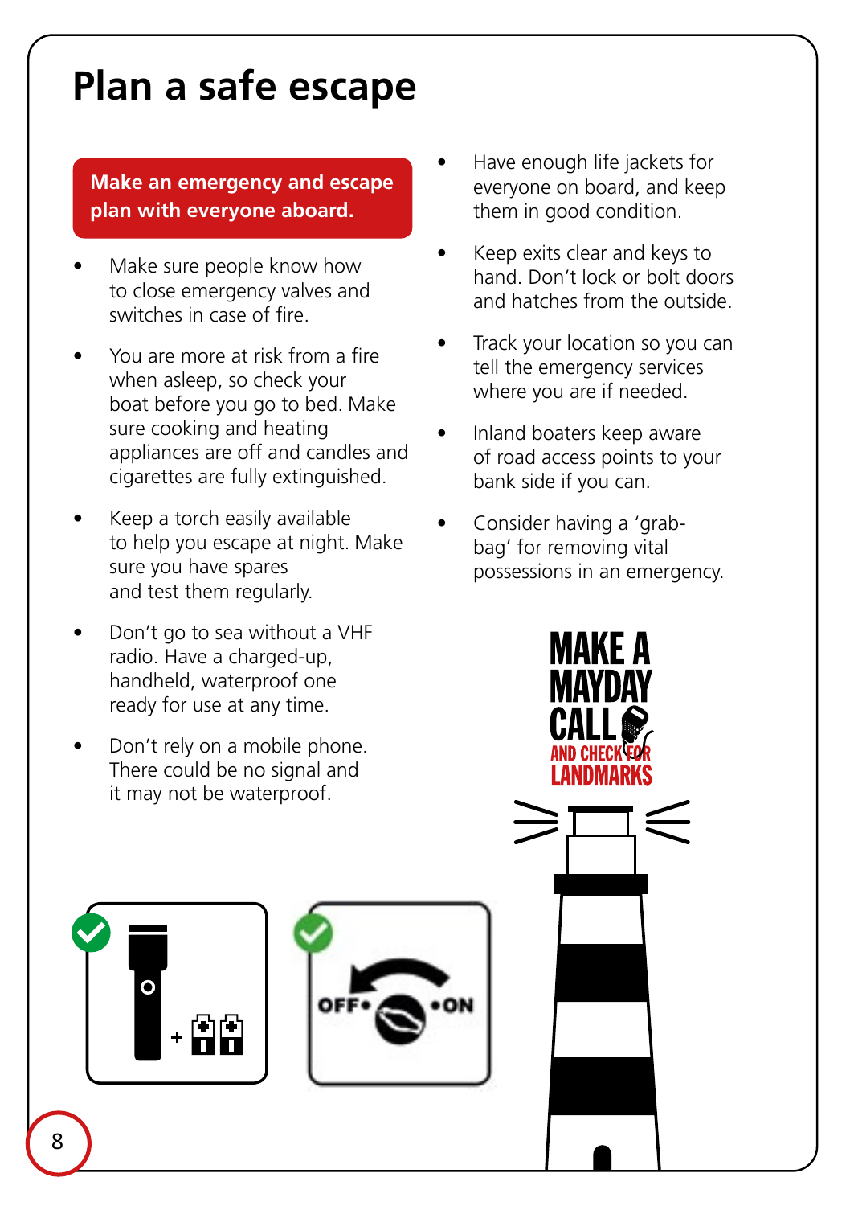# Plan a safe escape

**Make an emergency and escape plan with everyone aboard.**

- Make sure people know how to close emergency valves and switches in case of fire.
- You are more at risk from a fire when asleep, so check your boat before you go to bed. Make sure cooking and heating appliances are off and candles and cigarettes are fully extinguished.
- Keep a torch easily available to help you escape at night. Make sure you have spares and test them regularly.
- Don't go to sea without a VHF radio. Have a charged-up, handheld, waterproof one ready for use at any time.
- Don't rely on a mobile phone. There could be no signal and it may not be waterproof.
- Have enough life jackets for everyone on board, and keep them in good condition.
- Keep exits clear and keys to hand. Don't lock or bolt doors and hatches from the outside.
- Track your location so you can tell the emergency services where you are if needed.
- Inland boaters keep aware of road access points to your bank side if you can.
- Consider having a 'grab-bag' for removing vital possessions in an emergency.

MAKE A MAYDAY CALL AND CHECK FOR LANDMARKS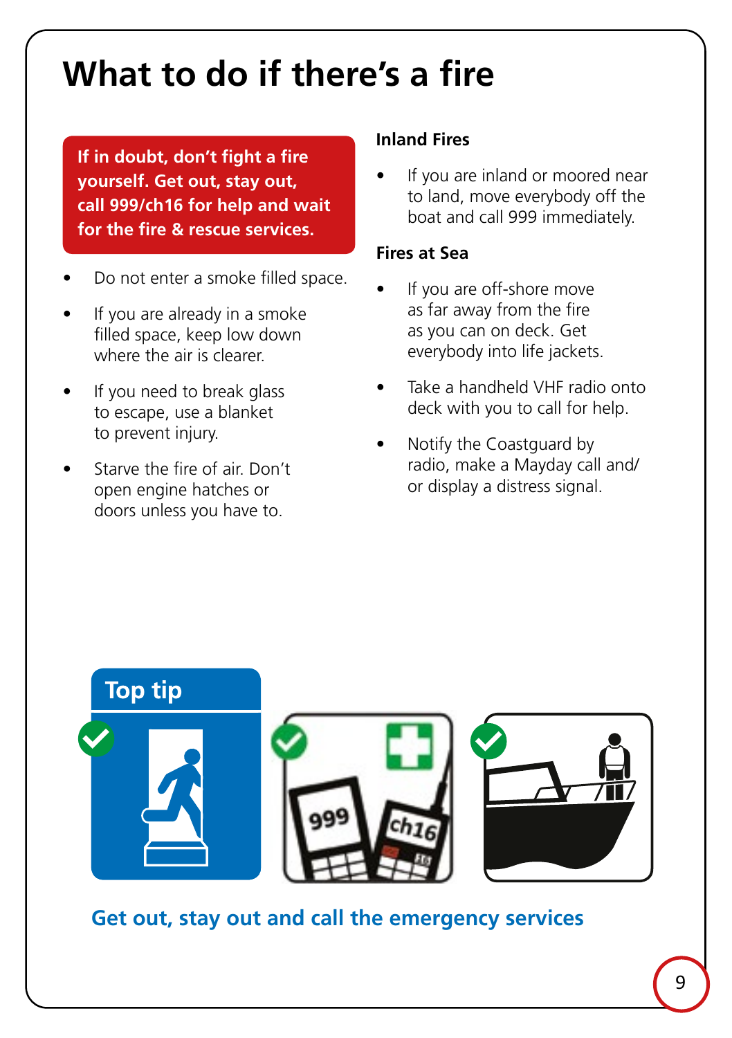# What to do if there's a fire

**If in doubt, don't fight a fire yourself. Get out, stay out, call 999/ch16 for help and wait for the fire & rescue services.**

- Do not enter a smoke filled space.
- If you are already in a smoke filled space, keep low down where the air is clearer.
- If you need to break glass to escape, use a blanket to prevent injury.
- Starve the fire of air. Don't open engine hatches or doors unless you have to.

### Inland Fires

- If you are inland or moored near to land, move everybody off the boat and call 999 immediately.

### Fires at Sea

- If you are off-shore move as far away from the fire as you can on deck. Get everybody into life jackets.
- Take a handheld VHF radio onto deck with you to call for help.
- Notify the Coastguard by radio, make a Mayday call and/ or display a distress signal.

## Top tip

**Get out, stay out and call the emergency services**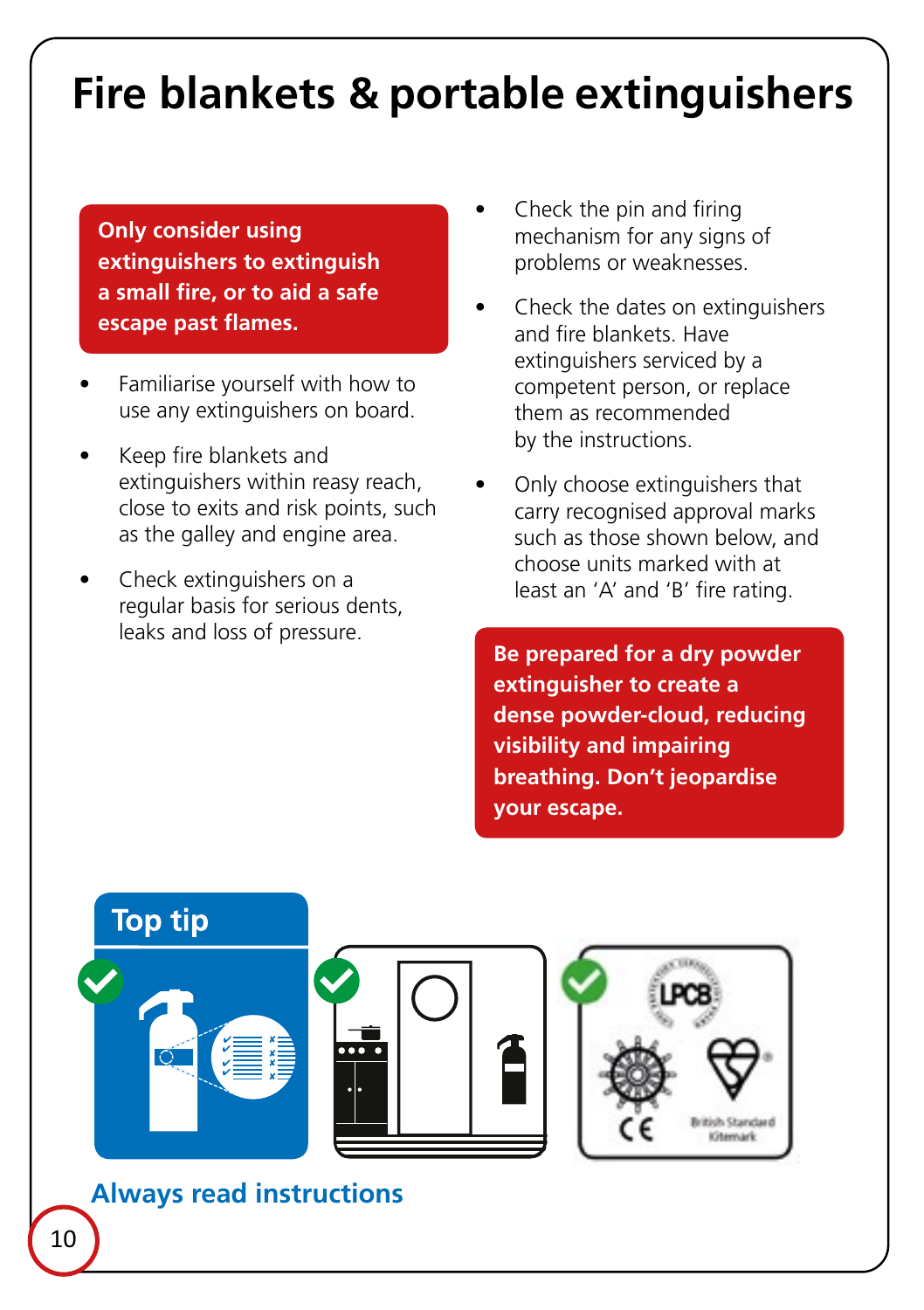# Fire blankets & portable extinguishers

**Only consider using extinguishers to extinguish a small fire, or to aid a safe escape past flames.**

- Familiarise yourself with how to use any extinguishers on board.
- Keep fire blankets and extinguishers within reasy reach, close to exits and risk points, such as the galley and engine area.
- Check extinguishers on a regular basis for serious dents, leaks and loss of pressure.
- Check the pin and firing mechanism for any signs of problems or weaknesses.
- Check the dates on extinguishers and fire blankets. Have extinguishers serviced by a competent person, or replace them as recommended by the instructions.
- Only choose extinguishers that carry recognised approval marks such as those shown below, and choose units marked with at least an 'A' and 'B' fire rating.

**Be prepared for a dry powder extinguisher to create a dense powder-cloud, reducing visibility and impairing breathing. Don't jeopardise your escape.**

## Top tip

LPCB

CE

British Standard Kitemark

**Always read instructions**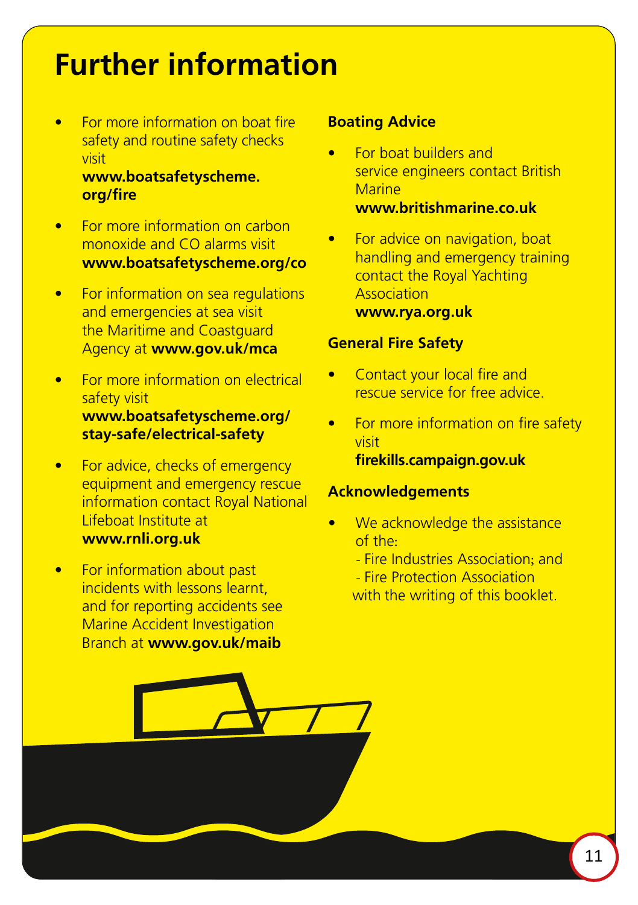# Further information

- For more information on boat fire safety and routine safety checks visit **www.boatsafetyscheme.org/fire**
- For more information on carbon monoxide and CO alarms visit **www.boatsafetyscheme.org/co**
- For information on sea regulations and emergencies at sea visit the Maritime and Coastguard Agency at **www.gov.uk/mca**
- For more information on electrical safety visit **www.boatsafetyscheme.org/stay-safe/electrical-safety**
- For advice, checks of emergency equipment and emergency rescue information contact Royal National Lifeboat Institute at **www.rnli.org.uk**
- For information about past incidents with lessons learnt, and for reporting accidents see Marine Accident Investigation Branch at **www.gov.uk/maib**

### Boating Advice

- For boat builders and service engineers contact British Marine **www.britishmarine.co.uk**
- For advice on navigation, boat handling and emergency training contact the Royal Yachting Association **www.rya.org.uk**

### General Fire Safety

- Contact your local fire and rescue service for free advice.
- For more information on fire safety visit **firekills.campaign.gov.uk**

### Acknowledgements

- We acknowledge the assistance of the:
  - Fire Industries Association; and
  - Fire Protection Association

  with the writing of this booklet.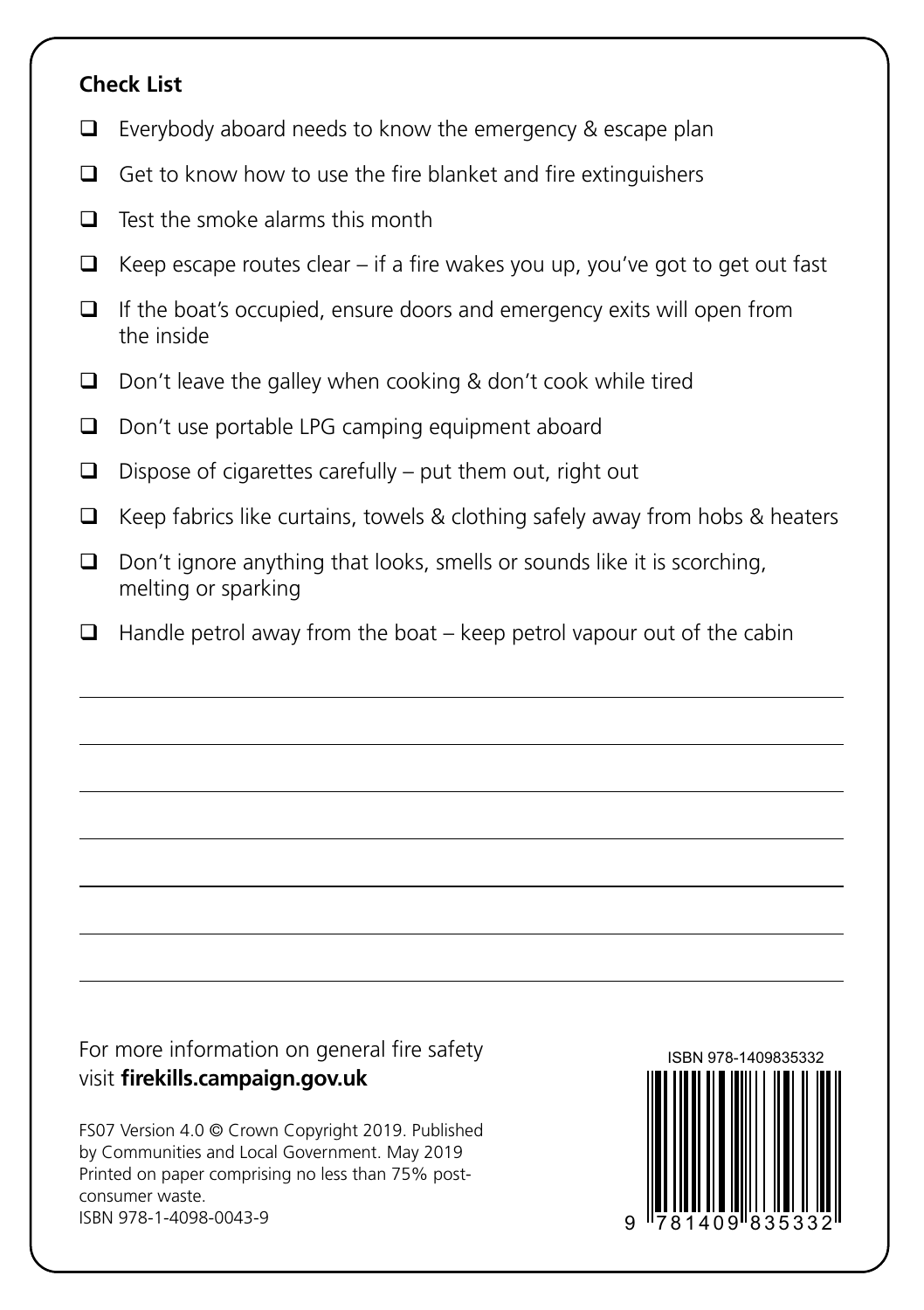**Check List**

- [ ] Everybody aboard needs to know the emergency & escape plan
- [ ] Get to know how to use the fire blanket and fire extinguishers
- [ ] Test the smoke alarms this month
- [ ] Keep escape routes clear – if a fire wakes you up, you've got to get out fast
- [ ] If the boat's occupied, ensure doors and emergency exits will open from the inside
- [ ] Don't leave the galley when cooking & don't cook while tired
- [ ] Don't use portable LPG camping equipment aboard
- [ ] Dispose of cigarettes carefully – put them out, right out
- [ ] Keep fabrics like curtains, towels & clothing safely away from hobs & heaters
- [ ] Don't ignore anything that looks, smells or sounds like it is scorching, melting or sparking
- [ ] Handle petrol away from the boat – keep petrol vapour out of the cabin

For more information on general fire safety visit **firekills.campaign.gov.uk**

FS07 Version 4.0 © Crown Copyright 2019. Published by Communities and Local Government. May 2019
Printed on paper comprising no less than 75% post-consumer waste.
ISBN 978-1-4098-0043-9

ISBN 978-1409835332

9 781409 835332